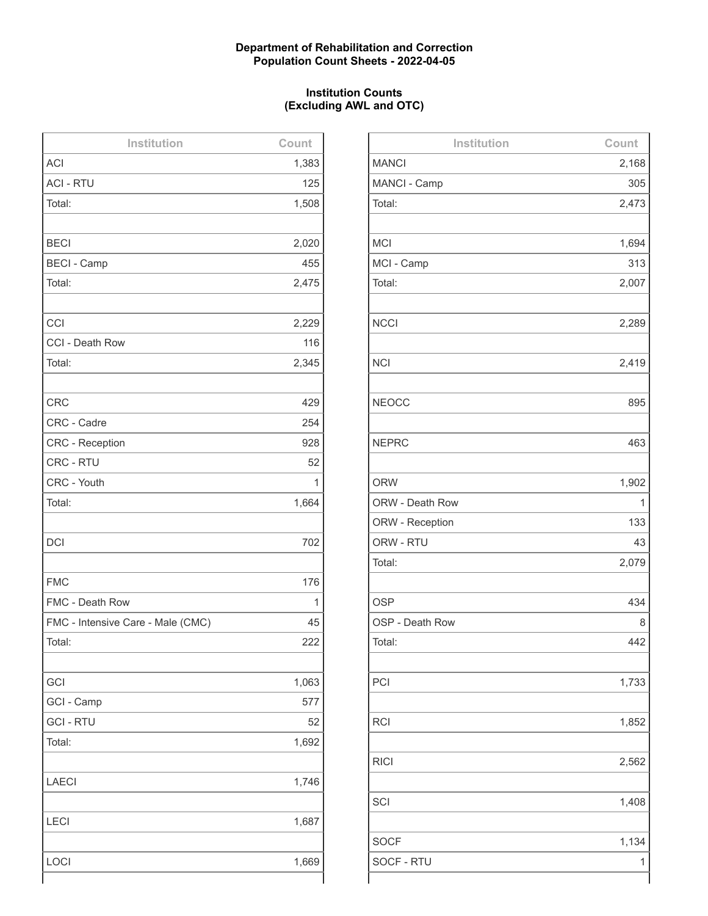**Department of Rehabilitation and Correction**
**Population Count Sheets - 2022-04-05**

**Institution Counts**
**(Excluding AWL and OTC)**

| Institution | Count |
| --- | --- |
| ACI | 1,383 |
| ACI - RTU | 125 |
| Total: | 1,508 |
| | |
| BECI | 2,020 |
| BECI - Camp | 455 |
| Total: | 2,475 |
| | |
| CCI | 2,229 |
| CCI - Death Row | 116 |
| Total: | 2,345 |
| | |
| CRC | 429 |
| CRC - Cadre | 254 |
| CRC - Reception | 928 |
| CRC - RTU | 52 |
| CRC - Youth | 1 |
| Total: | 1,664 |
| | |
| DCI | 702 |
| | |
| FMC | 176 |
| FMC - Death Row | 1 |
| FMC - Intensive Care - Male (CMC) | 45 |
| Total: | 222 |
| | |
| GCI | 1,063 |
| GCI - Camp | 577 |
| GCI - RTU | 52 |
| Total: | 1,692 |
| | |
| LAECI | 1,746 |
| | |
| LECI | 1,687 |
| | |
| LOCI | 1,669 |

| Institution | Count |
| --- | --- |
| MANCI | 2,168 |
| MANCI - Camp | 305 |
| Total: | 2,473 |
| | |
| MCI | 1,694 |
| MCI - Camp | 313 |
| Total: | 2,007 |
| | |
| NCCI | 2,289 |
| | |
| NCI | 2,419 |
| | |
| NEOCC | 895 |
| | |
| NEPRC | 463 |
| | |
| ORW | 1,902 |
| ORW - Death Row | 1 |
| ORW - Reception | 133 |
| ORW - RTU | 43 |
| Total: | 2,079 |
| | |
| OSP | 434 |
| OSP - Death Row | 8 |
| Total: | 442 |
| | |
| PCI | 1,733 |
| | |
| RCI | 1,852 |
| | |
| RICI | 2,562 |
| | |
| SCI | 1,408 |
| | |
| SOCF | 1,134 |
| SOCF - RTU | 1 |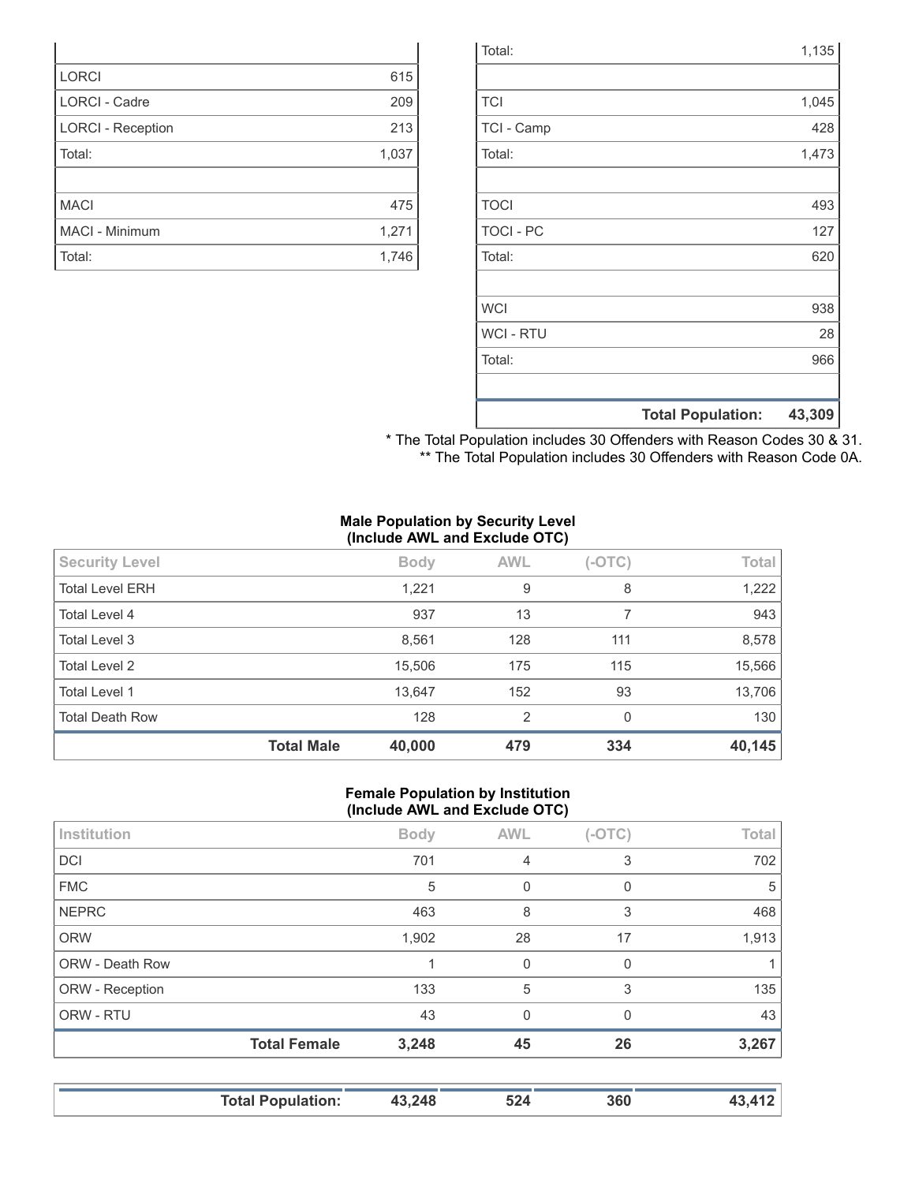| | |
|---|---|
| | |
| LORCI | 615 |
| LORCI - Cadre | 209 |
| LORCI - Reception | 213 |
| Total: | 1,037 |
| | |
| MACI | 475 |
| MACI - Minimum | 1,271 |
| Total: | 1,746 |

| | |
|---|---|
| Total: | 1,135 |
| | |
| TCI | 1,045 |
| TCI - Camp | 428 |
| Total: | 1,473 |
| | |
| TOCI | 493 |
| TOCI - PC | 127 |
| Total: | 620 |
| | |
| WCI | 938 |
| WCI - RTU | 28 |
| Total: | 966 |
| | |
| **Total Population:** | **43,309** |

* The Total Population includes 30 Offenders with Reason Codes 30 & 31.
** The Total Population includes 30 Offenders with Reason Code 0A.

**Male Population by Security Level (Include AWL and Exclude OTC)**

| Security Level | Body | AWL | (-OTC) | Total |
|---|---|---|---|---|
| Total Level ERH | 1,221 | 9 | 8 | 1,222 |
| Total Level 4 | 937 | 13 | 7 | 943 |
| Total Level 3 | 8,561 | 128 | 111 | 8,578 |
| Total Level 2 | 15,506 | 175 | 115 | 15,566 |
| Total Level 1 | 13,647 | 152 | 93 | 13,706 |
| Total Death Row | 128 | 2 | 0 | 130 |
| **Total Male** | **40,000** | **479** | **334** | **40,145** |

**Female Population by Institution (Include AWL and Exclude OTC)**

| Institution | Body | AWL | (-OTC) | Total |
|---|---|---|---|---|
| DCI | 701 | 4 | 3 | 702 |
| FMC | 5 | 0 | 0 | 5 |
| NEPRC | 463 | 8 | 3 | 468 |
| ORW | 1,902 | 28 | 17 | 1,913 |
| ORW - Death Row | 1 | 0 | 0 | 1 |
| ORW - Reception | 133 | 5 | 3 | 135 |
| ORW - RTU | 43 | 0 | 0 | 43 |
| **Total Female** | **3,248** | **45** | **26** | **3,267** |

| | | | | |
|---|---|---|---|---|
| **Total Population:** | **43,248** | **524** | **360** | **43,412** |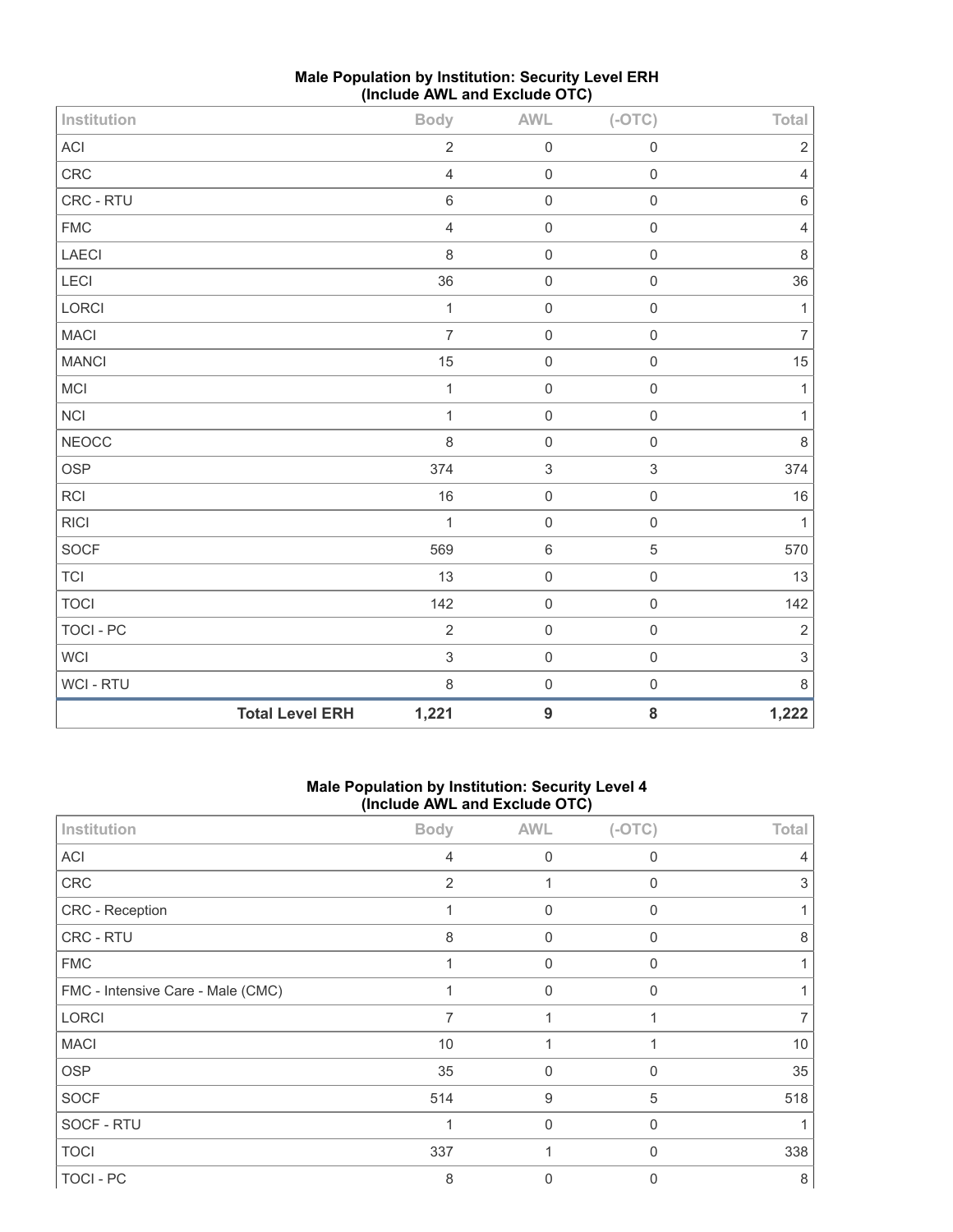**Male Population by Institution: Security Level ERH (Include AWL and Exclude OTC)**

| Institution | Body | AWL | (-OTC) | Total |
|---|---|---|---|---|
| ACI | 2 | 0 | 0 | 2 |
| CRC | 4 | 0 | 0 | 4 |
| CRC - RTU | 6 | 0 | 0 | 6 |
| FMC | 4 | 0 | 0 | 4 |
| LAECI | 8 | 0 | 0 | 8 |
| LECI | 36 | 0 | 0 | 36 |
| LORCI | 1 | 0 | 0 | 1 |
| MACI | 7 | 0 | 0 | 7 |
| MANCI | 15 | 0 | 0 | 15 |
| MCI | 1 | 0 | 0 | 1 |
| NCI | 1 | 0 | 0 | 1 |
| NEOCC | 8 | 0 | 0 | 8 |
| OSP | 374 | 3 | 3 | 374 |
| RCI | 16 | 0 | 0 | 16 |
| RICI | 1 | 0 | 0 | 1 |
| SOCF | 569 | 6 | 5 | 570 |
| TCI | 13 | 0 | 0 | 13 |
| TOCI | 142 | 0 | 0 | 142 |
| TOCI - PC | 2 | 0 | 0 | 2 |
| WCI | 3 | 0 | 0 | 3 |
| WCI - RTU | 8 | 0 | 0 | 8 |
| **Total Level ERH** | **1,221** | **9** | **8** | **1,222** |

**Male Population by Institution: Security Level 4 (Include AWL and Exclude OTC)**

| Institution | Body | AWL | (-OTC) | Total |
|---|---|---|---|---|
| ACI | 4 | 0 | 0 | 4 |
| CRC | 2 | 1 | 0 | 3 |
| CRC - Reception | 1 | 0 | 0 | 1 |
| CRC - RTU | 8 | 0 | 0 | 8 |
| FMC | 1 | 0 | 0 | 1 |
| FMC - Intensive Care - Male (CMC) | 1 | 0 | 0 | 1 |
| LORCI | 7 | 1 | 1 | 7 |
| MACI | 10 | 1 | 1 | 10 |
| OSP | 35 | 0 | 0 | 35 |
| SOCF | 514 | 9 | 5 | 518 |
| SOCF - RTU | 1 | 0 | 0 | 1 |
| TOCI | 337 | 1 | 0 | 338 |
| TOCI - PC | 8 | 0 | 0 | 8 |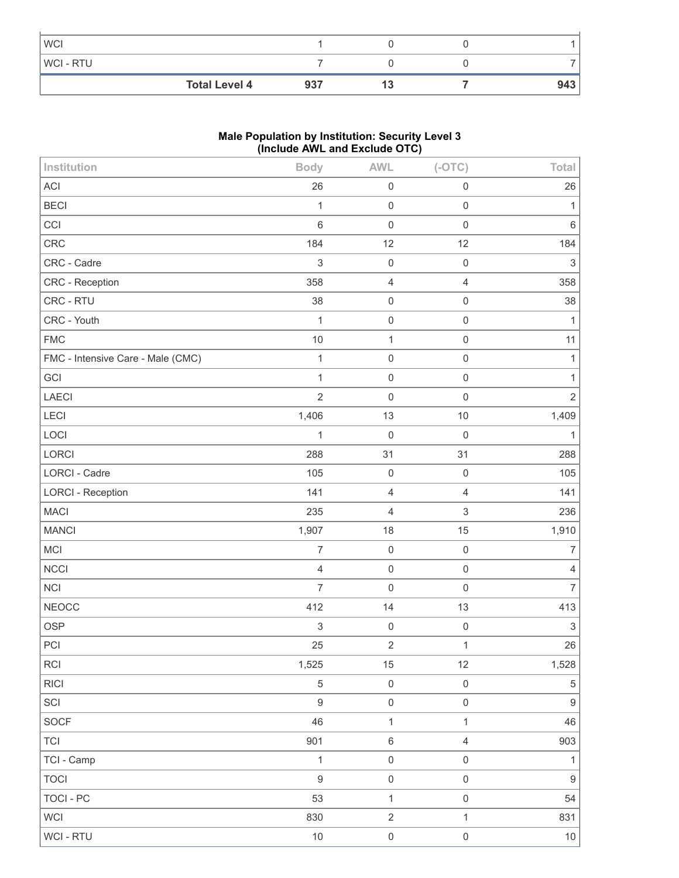| | | | | |
|---|---|---|---|---|
| WCI | 1 | 0 | 0 | 1 |
| WCI - RTU | 7 | 0 | 0 | 7 |
| **Total Level 4** | **937** | **13** | **7** | **943** |

**Male Population by Institution: Security Level 3**
**(Include AWL and Exclude OTC)**

| Institution | Body | AWL | (-OTC) | Total |
|---|---|---|---|---|
| ACI | 26 | 0 | 0 | 26 |
| BECI | 1 | 0 | 0 | 1 |
| CCI | 6 | 0 | 0 | 6 |
| CRC | 184 | 12 | 12 | 184 |
| CRC - Cadre | 3 | 0 | 0 | 3 |
| CRC - Reception | 358 | 4 | 4 | 358 |
| CRC - RTU | 38 | 0 | 0 | 38 |
| CRC - Youth | 1 | 0 | 0 | 1 |
| FMC | 10 | 1 | 0 | 11 |
| FMC - Intensive Care - Male (CMC) | 1 | 0 | 0 | 1 |
| GCI | 1 | 0 | 0 | 1 |
| LAECI | 2 | 0 | 0 | 2 |
| LECI | 1,406 | 13 | 10 | 1,409 |
| LOCI | 1 | 0 | 0 | 1 |
| LORCI | 288 | 31 | 31 | 288 |
| LORCI - Cadre | 105 | 0 | 0 | 105 |
| LORCI - Reception | 141 | 4 | 4 | 141 |
| MACI | 235 | 4 | 3 | 236 |
| MANCI | 1,907 | 18 | 15 | 1,910 |
| MCI | 7 | 0 | 0 | 7 |
| NCCI | 4 | 0 | 0 | 4 |
| NCI | 7 | 0 | 0 | 7 |
| NEOCC | 412 | 14 | 13 | 413 |
| OSP | 3 | 0 | 0 | 3 |
| PCI | 25 | 2 | 1 | 26 |
| RCI | 1,525 | 15 | 12 | 1,528 |
| RICI | 5 | 0 | 0 | 5 |
| SCI | 9 | 0 | 0 | 9 |
| SOCF | 46 | 1 | 1 | 46 |
| TCI | 901 | 6 | 4 | 903 |
| TCI - Camp | 1 | 0 | 0 | 1 |
| TOCI | 9 | 0 | 0 | 9 |
| TOCI - PC | 53 | 1 | 0 | 54 |
| WCI | 830 | 2 | 1 | 831 |
| WCI - RTU | 10 | 0 | 0 | 10 |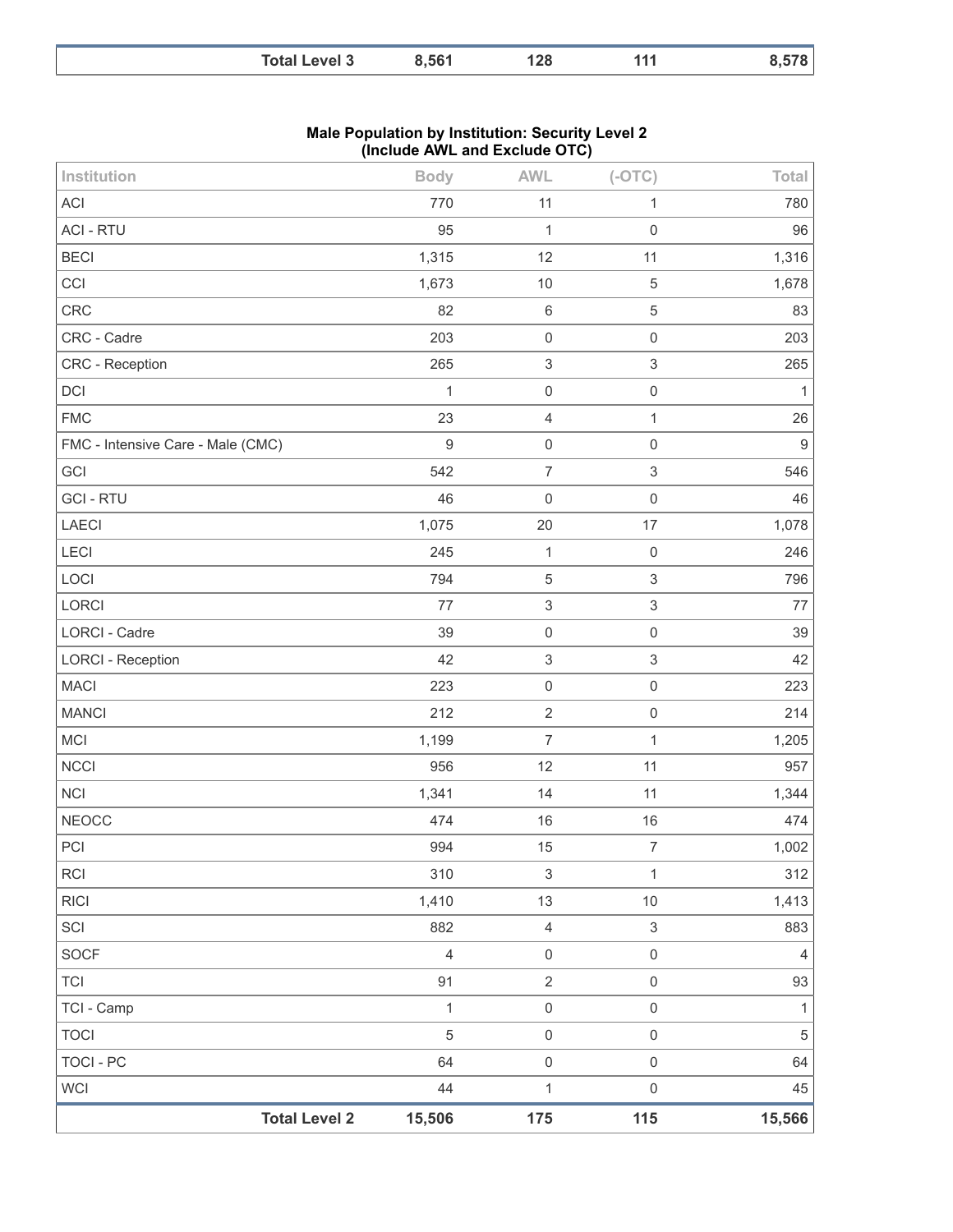| | Body | AWL | (-OTC) | Total |
|---|---|---|---|---|
| **Total Level 3** | **8,561** | **128** | **111** | **8,578** |

**Male Population by Institution: Security Level 2**
**(Include AWL and Exclude OTC)**

| Institution | Body | AWL | (-OTC) | Total |
|---|---|---|---|---|
| ACI | 770 | 11 | 1 | 780 |
| ACI - RTU | 95 | 1 | 0 | 96 |
| BECI | 1,315 | 12 | 11 | 1,316 |
| CCI | 1,673 | 10 | 5 | 1,678 |
| CRC | 82 | 6 | 5 | 83 |
| CRC - Cadre | 203 | 0 | 0 | 203 |
| CRC - Reception | 265 | 3 | 3 | 265 |
| DCI | 1 | 0 | 0 | 1 |
| FMC | 23 | 4 | 1 | 26 |
| FMC - Intensive Care - Male (CMC) | 9 | 0 | 0 | 9 |
| GCI | 542 | 7 | 3 | 546 |
| GCI - RTU | 46 | 0 | 0 | 46 |
| LAECI | 1,075 | 20 | 17 | 1,078 |
| LECI | 245 | 1 | 0 | 246 |
| LOCI | 794 | 5 | 3 | 796 |
| LORCI | 77 | 3 | 3 | 77 |
| LORCI - Cadre | 39 | 0 | 0 | 39 |
| LORCI - Reception | 42 | 3 | 3 | 42 |
| MACI | 223 | 0 | 0 | 223 |
| MANCI | 212 | 2 | 0 | 214 |
| MCI | 1,199 | 7 | 1 | 1,205 |
| NCCI | 956 | 12 | 11 | 957 |
| NCI | 1,341 | 14 | 11 | 1,344 |
| NEOCC | 474 | 16 | 16 | 474 |
| PCI | 994 | 15 | 7 | 1,002 |
| RCI | 310 | 3 | 1 | 312 |
| RICI | 1,410 | 13 | 10 | 1,413 |
| SCI | 882 | 4 | 3 | 883 |
| SOCF | 4 | 0 | 0 | 4 |
| TCI | 91 | 2 | 0 | 93 |
| TCI - Camp | 1 | 0 | 0 | 1 |
| TOCI | 5 | 0 | 0 | 5 |
| TOCI - PC | 64 | 0 | 0 | 64 |
| WCI | 44 | 1 | 0 | 45 |
| **Total Level 2** | **15,506** | **175** | **115** | **15,566** |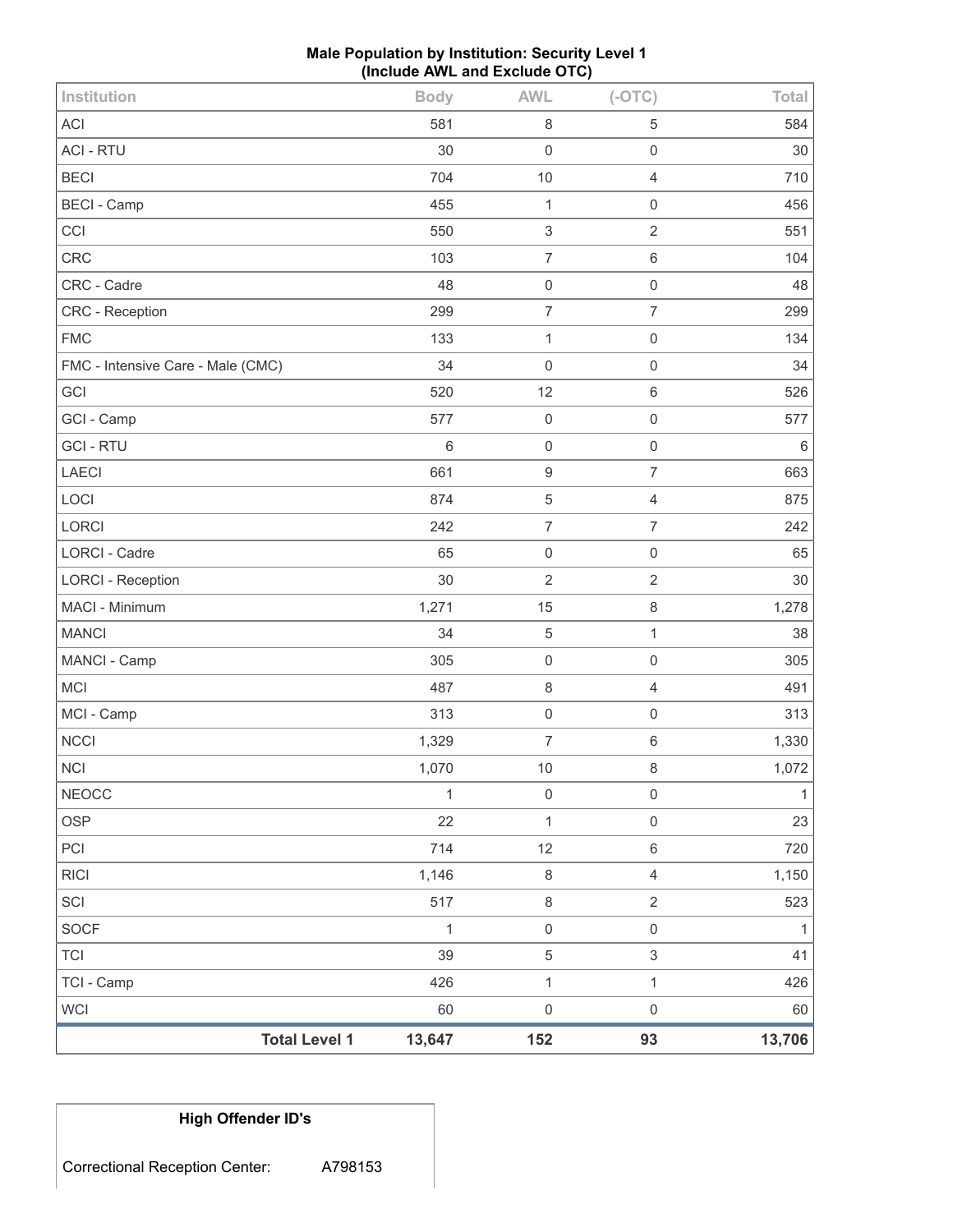**Male Population by Institution: Security Level 1**
**(Include AWL and Exclude OTC)**

| Institution | Body | AWL | (-OTC) | Total |
|---|---|---|---|---|
| ACI | 581 | 8 | 5 | 584 |
| ACI - RTU | 30 | 0 | 0 | 30 |
| BECI | 704 | 10 | 4 | 710 |
| BECI - Camp | 455 | 1 | 0 | 456 |
| CCI | 550 | 3 | 2 | 551 |
| CRC | 103 | 7 | 6 | 104 |
| CRC - Cadre | 48 | 0 | 0 | 48 |
| CRC - Reception | 299 | 7 | 7 | 299 |
| FMC | 133 | 1 | 0 | 134 |
| FMC - Intensive Care - Male (CMC) | 34 | 0 | 0 | 34 |
| GCI | 520 | 12 | 6 | 526 |
| GCI - Camp | 577 | 0 | 0 | 577 |
| GCI - RTU | 6 | 0 | 0 | 6 |
| LAECI | 661 | 9 | 7 | 663 |
| LOCI | 874 | 5 | 4 | 875 |
| LORCI | 242 | 7 | 7 | 242 |
| LORCI - Cadre | 65 | 0 | 0 | 65 |
| LORCI - Reception | 30 | 2 | 2 | 30 |
| MACI - Minimum | 1,271 | 15 | 8 | 1,278 |
| MANCI | 34 | 5 | 1 | 38 |
| MANCI - Camp | 305 | 0 | 0 | 305 |
| MCI | 487 | 8 | 4 | 491 |
| MCI - Camp | 313 | 0 | 0 | 313 |
| NCCI | 1,329 | 7 | 6 | 1,330 |
| NCI | 1,070 | 10 | 8 | 1,072 |
| NEOCC | 1 | 0 | 0 | 1 |
| OSP | 22 | 1 | 0 | 23 |
| PCI | 714 | 12 | 6 | 720 |
| RICI | 1,146 | 8 | 4 | 1,150 |
| SCI | 517 | 8 | 2 | 523 |
| SOCF | 1 | 0 | 0 | 1 |
| TCI | 39 | 5 | 3 | 41 |
| TCI - Camp | 426 | 1 | 1 | 426 |
| WCI | 60 | 0 | 0 | 60 |
| **Total Level 1** | **13,647** | **152** | **93** | **13,706** |

| High Offender ID's | |
|---|---|
| Correctional Reception Center: | A798153 |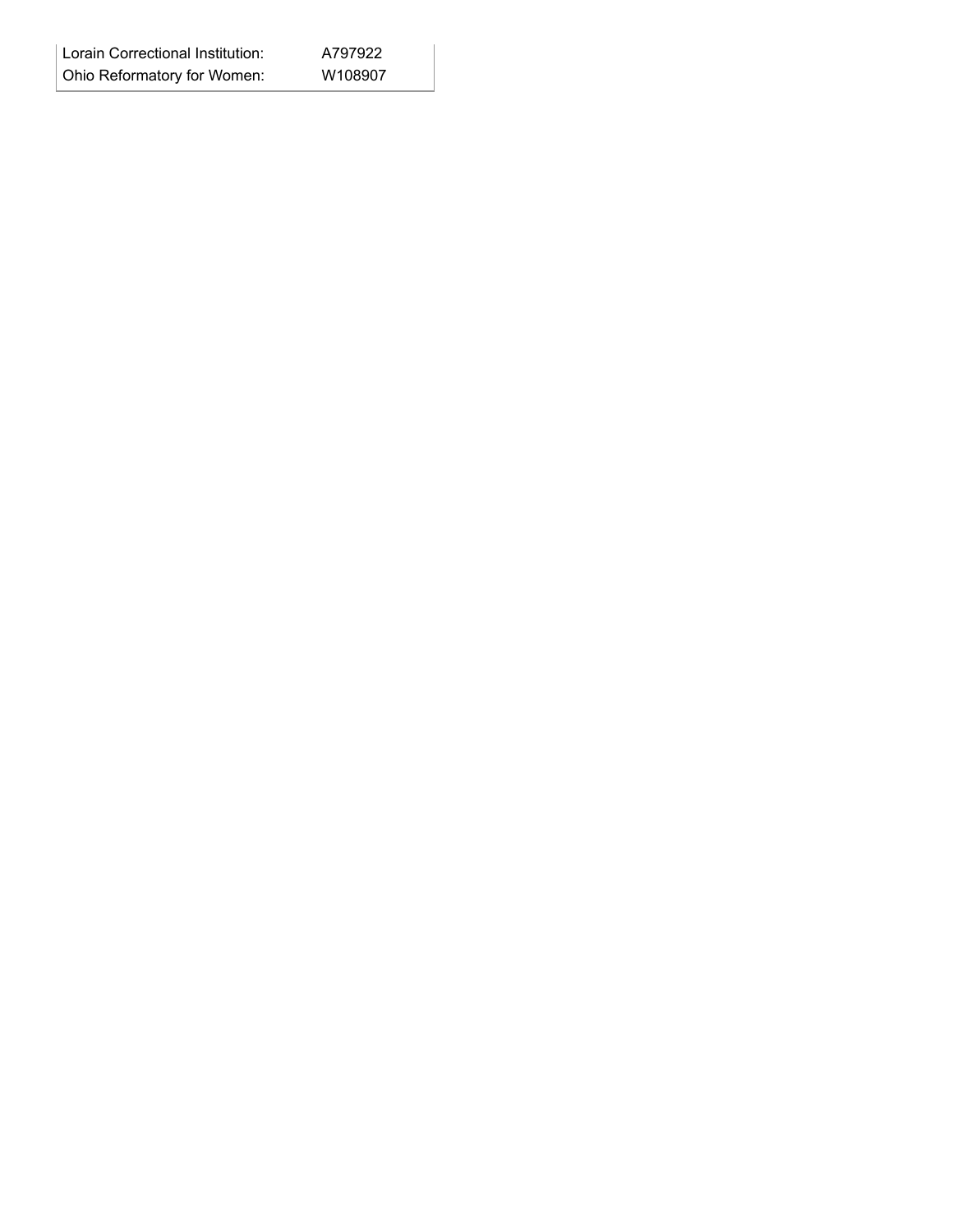| | |
|---|---|
| Lorain Correctional Institution: | A797922 |
| Ohio Reformatory for Women: | W108907 |